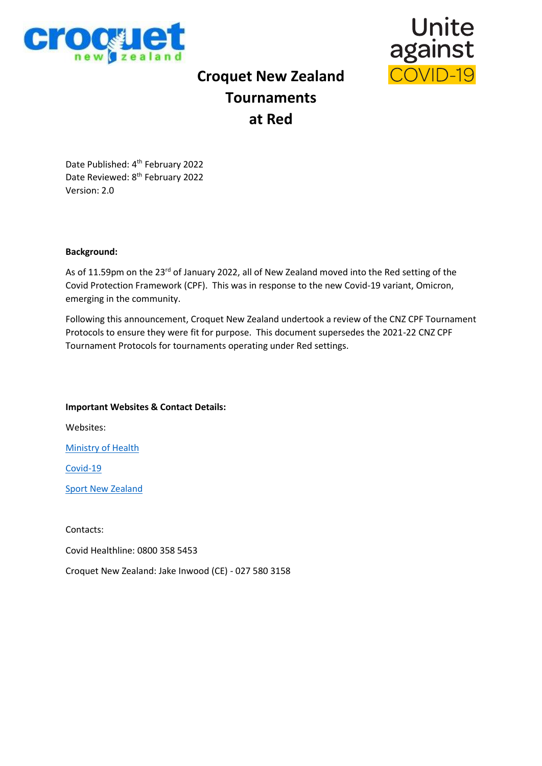# Croquet New Zealand Tournaments at Red

Date Published: 4th February 2022
Date Reviewed: 8th February 2022
Version: 2.0

**Background:**

As of 11.59pm on the 23rd of January 2022, all of New Zealand moved into the Red setting of the Covid Protection Framework (CPF). This was in response to the new Covid-19 variant, Omicron, emerging in the community.

Following this announcement, Croquet New Zealand undertook a review of the CNZ CPF Tournament Protocols to ensure they were fit for purpose. This document supersedes the 2021-22 CNZ CPF Tournament Protocols for tournaments operating under Red settings.

**Important Websites & Contact Details:**

Websites:

Ministry of Health

Covid-19

Sport New Zealand

Contacts:

Covid Healthline: 0800 358 5453

Croquet New Zealand: Jake Inwood (CE) - 027 580 3158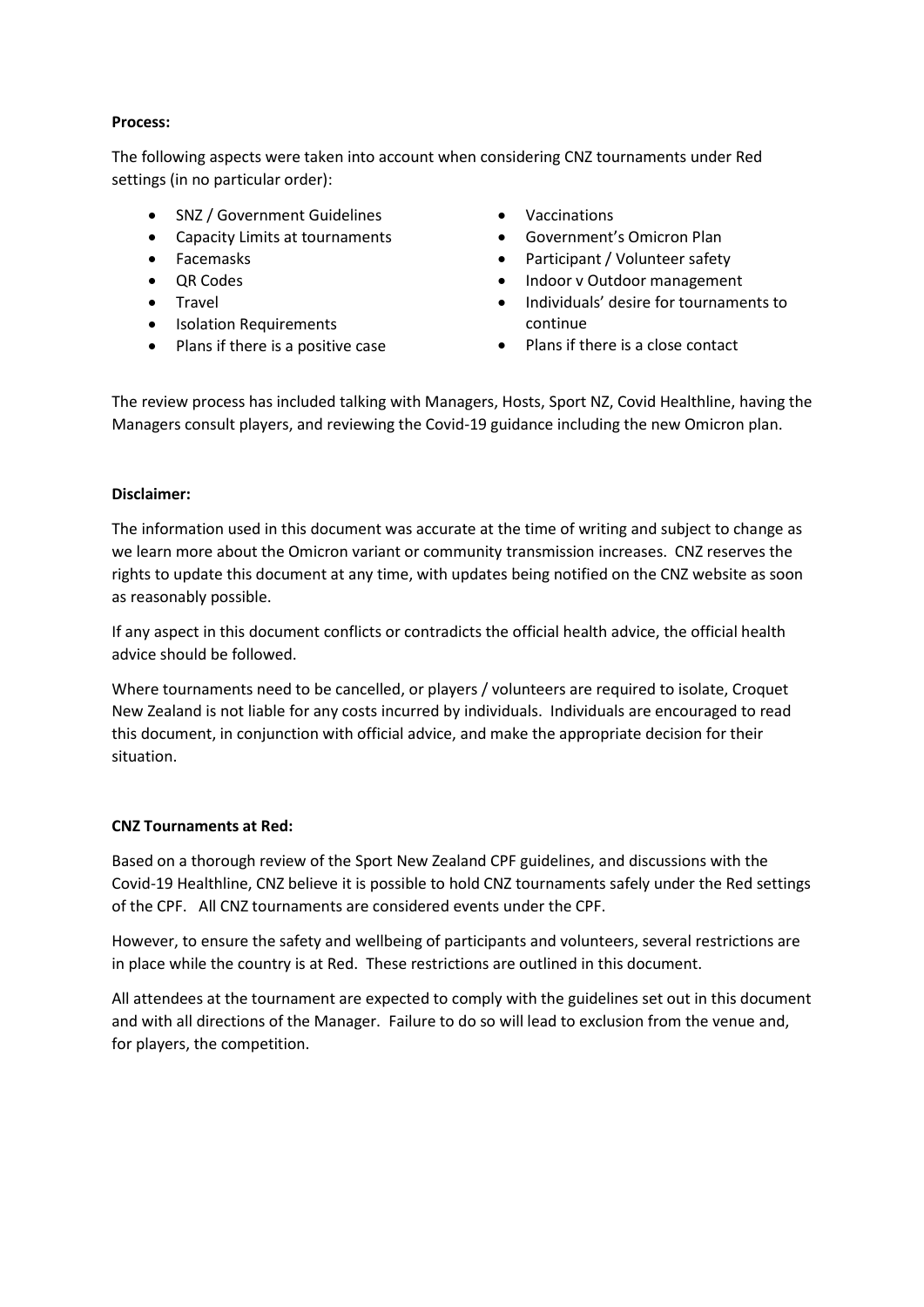**Process:**

The following aspects were taken into account when considering CNZ tournaments under Red settings (in no particular order):

- SNZ / Government Guidelines
- Capacity Limits at tournaments
- Facemasks
- QR Codes
- Travel
- Isolation Requirements
- Plans if there is a positive case
- Vaccinations
- Government's Omicron Plan
- Participant / Volunteer safety
- Indoor v Outdoor management
- Individuals' desire for tournaments to continue
- Plans if there is a close contact

The review process has included talking with Managers, Hosts, Sport NZ, Covid Healthline, having the Managers consult players, and reviewing the Covid-19 guidance including the new Omicron plan.

**Disclaimer:**

The information used in this document was accurate at the time of writing and subject to change as we learn more about the Omicron variant or community transmission increases. CNZ reserves the rights to update this document at any time, with updates being notified on the CNZ website as soon as reasonably possible.

If any aspect in this document conflicts or contradicts the official health advice, the official health advice should be followed.

Where tournaments need to be cancelled, or players / volunteers are required to isolate, Croquet New Zealand is not liable for any costs incurred by individuals. Individuals are encouraged to read this document, in conjunction with official advice, and make the appropriate decision for their situation.

**CNZ Tournaments at Red:**

Based on a thorough review of the Sport New Zealand CPF guidelines, and discussions with the Covid-19 Healthline, CNZ believe it is possible to hold CNZ tournaments safely under the Red settings of the CPF. All CNZ tournaments are considered events under the CPF.

However, to ensure the safety and wellbeing of participants and volunteers, several restrictions are in place while the country is at Red. These restrictions are outlined in this document.

All attendees at the tournament are expected to comply with the guidelines set out in this document and with all directions of the Manager. Failure to do so will lead to exclusion from the venue and, for players, the competition.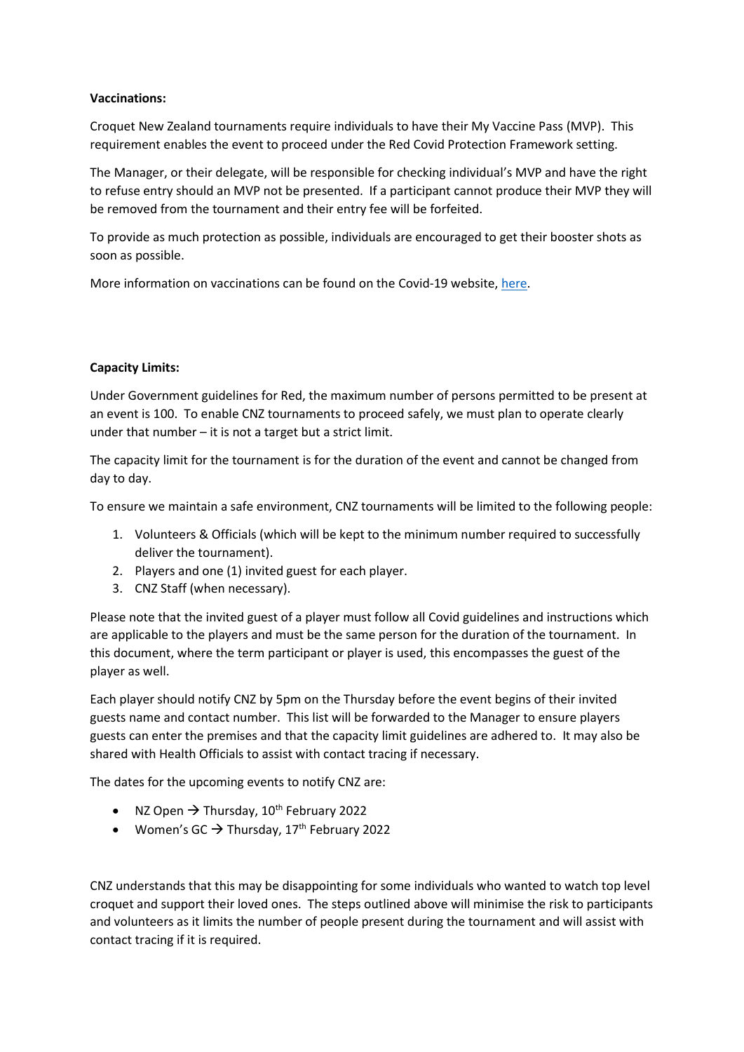**Vaccinations:**

Croquet New Zealand tournaments require individuals to have their My Vaccine Pass (MVP). This requirement enables the event to proceed under the Red Covid Protection Framework setting.

The Manager, or their delegate, will be responsible for checking individual's MVP and have the right to refuse entry should an MVP not be presented. If a participant cannot produce their MVP they will be removed from the tournament and their entry fee will be forfeited.

To provide as much protection as possible, individuals are encouraged to get their booster shots as soon as possible.

More information on vaccinations can be found on the Covid-19 website, here.

**Capacity Limits:**

Under Government guidelines for Red, the maximum number of persons permitted to be present at an event is 100. To enable CNZ tournaments to proceed safely, we must plan to operate clearly under that number – it is not a target but a strict limit.

The capacity limit for the tournament is for the duration of the event and cannot be changed from day to day.

To ensure we maintain a safe environment, CNZ tournaments will be limited to the following people:

1. Volunteers & Officials (which will be kept to the minimum number required to successfully deliver the tournament).
2. Players and one (1) invited guest for each player.
3. CNZ Staff (when necessary).

Please note that the invited guest of a player must follow all Covid guidelines and instructions which are applicable to the players and must be the same person for the duration of the tournament. In this document, where the term participant or player is used, this encompasses the guest of the player as well.

Each player should notify CNZ by 5pm on the Thursday before the event begins of their invited guests name and contact number. This list will be forwarded to the Manager to ensure players guests can enter the premises and that the capacity limit guidelines are adhered to. It may also be shared with Health Officials to assist with contact tracing if necessary.

The dates for the upcoming events to notify CNZ are:

- NZ Open → Thursday, 10th February 2022
- Women's GC → Thursday, 17th February 2022

CNZ understands that this may be disappointing for some individuals who wanted to watch top level croquet and support their loved ones. The steps outlined above will minimise the risk to participants and volunteers as it limits the number of people present during the tournament and will assist with contact tracing if it is required.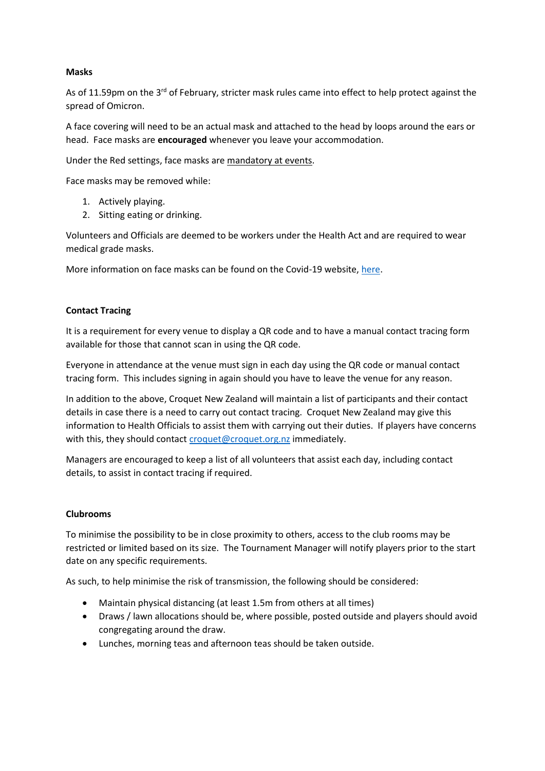**Masks**

As of 11.59pm on the 3rd of February, stricter mask rules came into effect to help protect against the spread of Omicron.

A face covering will need to be an actual mask and attached to the head by loops around the ears or head. Face masks are **encouraged** whenever you leave your accommodation.

Under the Red settings, face masks are mandatory at events.

Face masks may be removed while:

1. Actively playing.
2. Sitting eating or drinking.

Volunteers and Officials are deemed to be workers under the Health Act and are required to wear medical grade masks.

More information on face masks can be found on the Covid-19 website, here.

**Contact Tracing**

It is a requirement for every venue to display a QR code and to have a manual contact tracing form available for those that cannot scan in using the QR code.

Everyone in attendance at the venue must sign in each day using the QR code or manual contact tracing form. This includes signing in again should you have to leave the venue for any reason.

In addition to the above, Croquet New Zealand will maintain a list of participants and their contact details in case there is a need to carry out contact tracing. Croquet New Zealand may give this information to Health Officials to assist them with carrying out their duties. If players have concerns with this, they should contact croquet@croquet.org.nz immediately.

Managers are encouraged to keep a list of all volunteers that assist each day, including contact details, to assist in contact tracing if required.

**Clubrooms**

To minimise the possibility to be in close proximity to others, access to the club rooms may be restricted or limited based on its size. The Tournament Manager will notify players prior to the start date on any specific requirements.

As such, to help minimise the risk of transmission, the following should be considered:

- Maintain physical distancing (at least 1.5m from others at all times)
- Draws / lawn allocations should be, where possible, posted outside and players should avoid congregating around the draw.
- Lunches, morning teas and afternoon teas should be taken outside.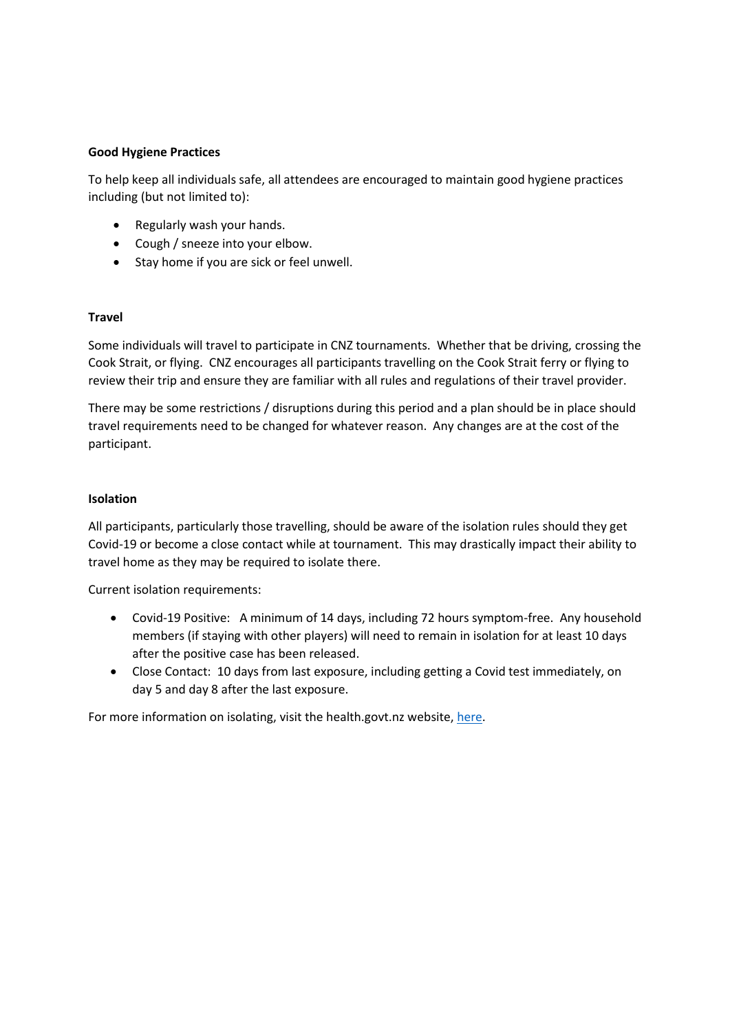**Good Hygiene Practices**

To help keep all individuals safe, all attendees are encouraged to maintain good hygiene practices including (but not limited to):

- Regularly wash your hands.
- Cough / sneeze into your elbow.
- Stay home if you are sick or feel unwell.

**Travel**

Some individuals will travel to participate in CNZ tournaments. Whether that be driving, crossing the Cook Strait, or flying. CNZ encourages all participants travelling on the Cook Strait ferry or flying to review their trip and ensure they are familiar with all rules and regulations of their travel provider.

There may be some restrictions / disruptions during this period and a plan should be in place should travel requirements need to be changed for whatever reason. Any changes are at the cost of the participant.

**Isolation**

All participants, particularly those travelling, should be aware of the isolation rules should they get Covid-19 or become a close contact while at tournament. This may drastically impact their ability to travel home as they may be required to isolate there.

Current isolation requirements:

- Covid-19 Positive: A minimum of 14 days, including 72 hours symptom-free. Any household members (if staying with other players) will need to remain in isolation for at least 10 days after the positive case has been released.
- Close Contact: 10 days from last exposure, including getting a Covid test immediately, on day 5 and day 8 after the last exposure.

For more information on isolating, visit the health.govt.nz website, here.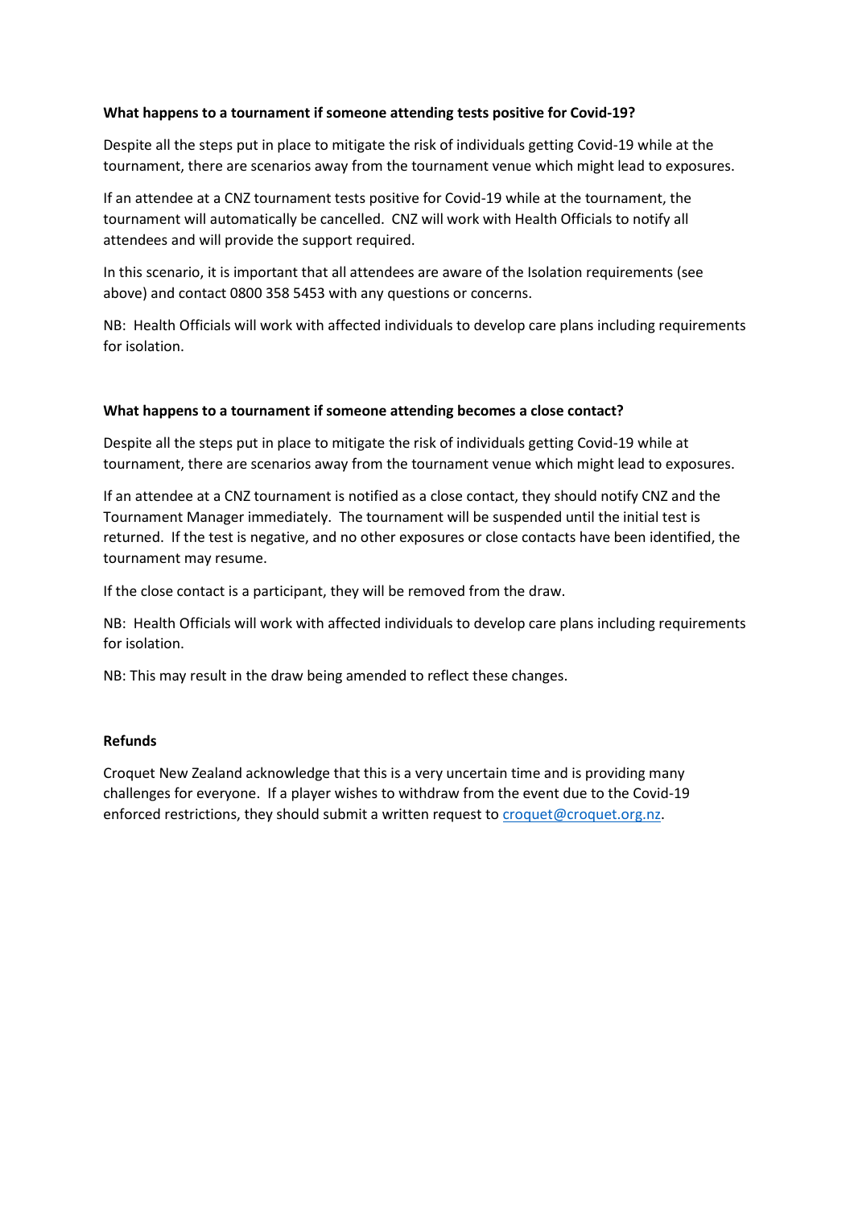**What happens to a tournament if someone attending tests positive for Covid-19?**

Despite all the steps put in place to mitigate the risk of individuals getting Covid-19 while at the tournament, there are scenarios away from the tournament venue which might lead to exposures.

If an attendee at a CNZ tournament tests positive for Covid-19 while at the tournament, the tournament will automatically be cancelled. CNZ will work with Health Officials to notify all attendees and will provide the support required.

In this scenario, it is important that all attendees are aware of the Isolation requirements (see above) and contact 0800 358 5453 with any questions or concerns.

NB: Health Officials will work with affected individuals to develop care plans including requirements for isolation.

**What happens to a tournament if someone attending becomes a close contact?**

Despite all the steps put in place to mitigate the risk of individuals getting Covid-19 while at tournament, there are scenarios away from the tournament venue which might lead to exposures.

If an attendee at a CNZ tournament is notified as a close contact, they should notify CNZ and the Tournament Manager immediately. The tournament will be suspended until the initial test is returned. If the test is negative, and no other exposures or close contacts have been identified, the tournament may resume.

If the close contact is a participant, they will be removed from the draw.

NB: Health Officials will work with affected individuals to develop care plans including requirements for isolation.

NB: This may result in the draw being amended to reflect these changes.

**Refunds**

Croquet New Zealand acknowledge that this is a very uncertain time and is providing many challenges for everyone. If a player wishes to withdraw from the event due to the Covid-19 enforced restrictions, they should submit a written request to croquet@croquet.org.nz.